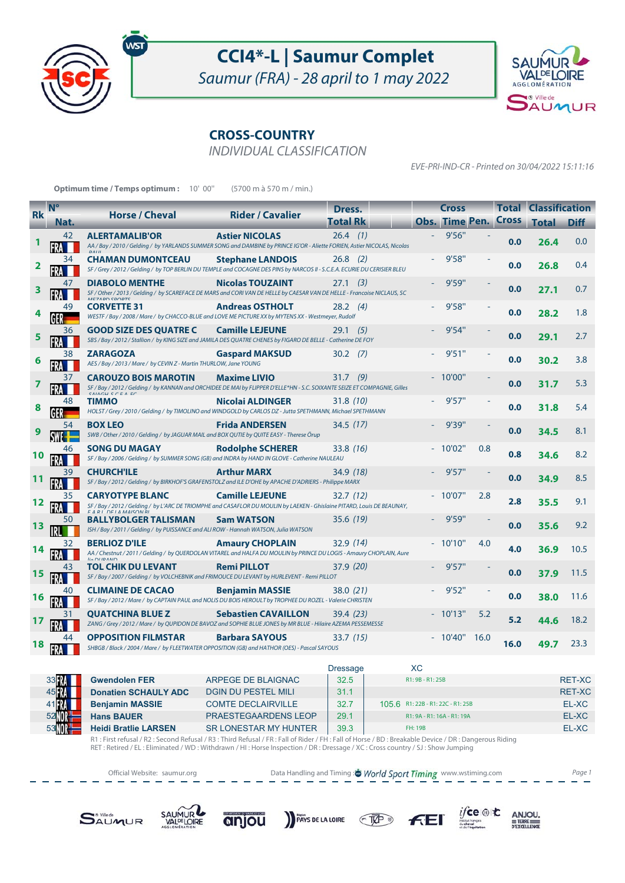# CCI4*-L | Saumur Complet

*Saumur (FRA) - 28 april to 1 may 2022*

## CROSS-COUNTRY

*INDIVIDUAL CLASSIFICATION*

*EVE-PRI-IND-CR - Printed on 30/04/2022 15:11:16*

**Optimum time / Temps optimum :** 10' 00" (5700 m à 570 m / min.)

| Rk | N° Nat. | Horse / Cheval | Rider / Cavalier | Dress. Total | Dress. Rk | Cross Obs. | Cross Time | Cross Pen. | Total Cross | Classification Total | Classification Diff |
|---|---|---|---|---|---|---|---|---|---|---|---|
| 1 | 42 FRA | **ALERTAMALIB'OR**<br>AA / Bay / 2010 / Gelding / by YARLANDS SUMMER SONG and DAMBINE by PRINCE IG'OR - Aliette FORIEN, Astier NICOLAS, Nicolas DAUI | **Astier NICOLAS** | 26.4 | (1) | - | 9'56" | - | 0.0 | 26.4 | 0.0 |
| 2 | 34 FRA | **CHAMAN DUMONTCEAU**<br>SF / Grey / 2012 / Gelding / by TOP BERLIN DU TEMPLE and COCAGNE DES PINS by NARCOS II - S.C.E.A. ECURIE DU CERISIER BLEU | **Stephane LANDOIS** | 26.8 | (2) | - | 9'58" | - | 0.0 | 26.8 | 0.4 |
| 3 | 47 FRA | **DIABOLO MENTHE**<br>SF / Other / 2013 / Gelding / by SCAREFACE DE MARS and CORI VAN DE HELLE by CAESAR VAN DE HELLE - Francoise NICLAUS, SC AAEZARD SPORTS | **Nicolas TOUZAINT** | 27.1 | (3) | - | 9'59" | - | 0.0 | 27.1 | 0.7 |
| 4 | 49 GER | **CORVETTE 31**<br>WESTF / Bay / 2008 / Mare / by CHACCO-BLUE and LOVE ME PICTURE XX by MYTENS XX - Westmeyer, Rudolf | **Andreas OSTHOLT** | 28.2 | (4) | - | 9'58" | - | 0.0 | 28.2 | 1.8 |
| 5 | 36 FRA | **GOOD SIZE DES QUATRE C**<br>SBS / Bay / 2012 / Stallion / by KING SIZE and JAMILA DES QUATRE CHENES by FIGARO DE BELLE - Catherine DE FOY | **Camille LEJEUNE** | 29.1 | (5) | - | 9'54" | - | 0.0 | 29.1 | 2.7 |
| 6 | 38 FRA | **ZARAGOZA**<br>AES / Bay / 2013 / Mare / by CEVIN Z - Martin THURLOW, Jane YOUNG | **Gaspard MAKSUD** | 30.2 | (7) | - | 9'51" | - | 0.0 | 30.2 | 3.8 |
| 7 | 37 FRA | **CAROUZO BOIS MAROTIN**<br>SF / Bay / 2012 / Gelding / by KANNAN and ORCHIDEE DE MAI by FLIPPER D'ELLE*HN - S.C. SOIXANTE SEIZE ET COMPAGNIE, Gilles CAILICH S.C.E.A. EC | **Maxime LIVIO** | 31.7 | (9) | - | 10'00" | - | 0.0 | 31.7 | 5.3 |
| 8 | 48 GER | **TIMMO**<br>HOLST / Grey / 2010 / Gelding / by TIMOLINO and WINDGOLD by CARLOS DZ - Jutta SPETHMANN, Michael SPETHMANN | **Nicolai ALDINGER** | 31.8 | (10) | - | 9'57" | - | 0.0 | 31.8 | 5.4 |
| 9 | 54 SWE | **BOX LEO**<br>SWB / Other / 2010 / Gelding / by JAGUAR MAIL and BOX QUTIE by QUITE EASY - Therese Örup | **Frida ANDERSEN** | 34.5 | (17) | - | 9'39" | - | 0.0 | 34.5 | 8.1 |
| 10 | 46 FRA | **SONG DU MAGAY**<br>SF / Bay / 2006 / Gelding / by SUMMER SONG (GB) and INDRA by HAND IN GLOVE - Catherine NAULEAU | **Rodolphe SCHERER** | 33.8 | (16) | - | 10'02" | 0.8 | 0.8 | 34.6 | 8.2 |
| 11 | 39 FRA | **CHURCH'ILE**<br>SF / Bay / 2012 / Gelding / by BIRKHOF'S GRAFENSTOLZ and ILE D'OHE by APACHE D'ADRIERS - Philippe MARX | **Arthur MARX** | 34.9 | (18) | - | 9'57" | - | 0.0 | 34.9 | 8.5 |
| 12 | 35 FRA | **CARYOTYPE BLANC**<br>SF / Bay / 2012 / Gelding / by L'ARC DE TRIOMPHE and CASAFLOR DU MOULIN by LAEKEN - Ghislaine PITARD, Louis DE BEAUNAY, E.A.R.L. DE LA MAISON BL | **Camille LEJEUNE** | 32.7 | (12) | - | 10'07" | 2.8 | 2.8 | 35.5 | 9.1 |
| 13 | 50 IRL | **BALLYBOLGER TALISMAN**<br>ISH / Bay / 2011 / Gelding / by PUISSANCE and ALI ROW - Hannah WATSON, Julia WATSON | **Sam WATSON** | 35.6 | (19) | - | 9'59" | - | 0.0 | 35.6 | 9.2 |
| 14 | 32 FRA | **BERLIOZ D'ILE**<br>AA / Chestnut / 2011 / Gelding / by QUERDOLAN VITAREL and HALFA DU MOULIN by PRINCE DU LOGIS - Amaury CHOPLAIN, Aure Lia DURAND | **Amaury CHOPLAIN** | 32.9 | (14) | - | 10'10" | 4.0 | 4.0 | 36.9 | 10.5 |
| 15 | 43 FRA | **TOL CHIK DU LEVANT**<br>SF / Bay / 2007 / Gelding / by VOLCHEBNIK and FRIMOUCE DU LEVANT by HURLEVENT - Remi PILLOT | **Remi PILLOT** | 37.9 | (20) | - | 9'57" | - | 0.0 | 37.9 | 11.5 |
| 16 | 40 FRA | **CLIMAINE DE CACAO**<br>SF / Bay / 2012 / Mare / by CAPTAIN PAUL and NOLIS DU BOIS HEROULT by TROPHEE DU ROZEL - Valerie CHRISTEN | **Benjamin MASSIE** | 38.0 | (21) | - | 9'52" | - | 0.0 | 38.0 | 11.6 |
| 17 | 31 FRA | **QUATCHINA BLUE Z**<br>ZANG / Grey / 2012 / Mare / by QUPIDON DE BAVOZ and SOPHIE BLUE JONES by MR BLUE - Hilaire AZEMA PESSEMESSE | **Sebastien CAVAILLON** | 39.4 | (23) | - | 10'13" | 5.2 | 5.2 | 44.6 | 18.2 |
| 18 | 44 FRA | **OPPOSITION FILMSTAR**<br>SHBGB / Black / 2004 / Mare / by FLEETWATER OPPOSITION (GB) and HATHOR (OES) - Pascal SAYOUS | **Barbara SAYOUS** | 33.7 | (15) | - | 10'40" | 16.0 | 16.0 | 49.7 | 23.3 |

| N° Nat. | Rider | Horse | Dressage | XC | | Status |
|---|---|---|---|---|---|---|
| 33 FRA | Gwendolen FER | ARPEGE DE BLAIGNAC | 32.5 | | R1: 9B - R1: 25B | RET-XC |
| 45 FRA | Donatien SCHAULY ADC | DGIN DU PESTEL MILI | 31.1 | | | RET-XC |
| 41 FRA | Benjamin MASSIE | COMTE DECLAIRVILLE | 32.7 | 105.6 | R1: 22B - R1: 22C - R1: 25B | EL-XC |
| 52 NOR | Hans BAUER | PRAESTEGAARDENS LEOP | 29.1 | | R1: 9A - R1: 16A - R1: 19A | EL-XC |
| 53 NOR | Heidi Bratlie LARSEN | SR LONESTAR MY HUNTER | 39.3 | | FH: 19B | EL-XC |

R1 : First refusal / R2 : Second Refusal / R3 : Third Refusal / FR : Fall of Rider / FH : Fall of Horse / BD : Breakable Device / DR : Dangerous Riding
RET : Retired / EL : Eliminated / WD : Withdrawn / HI : Horse Inspection / DR : Dressage / XC : Cross country / SJ : Show Jumping

Official Website: saumur.org — Data Handling and Timing : World Sport Timing www.wstiming.com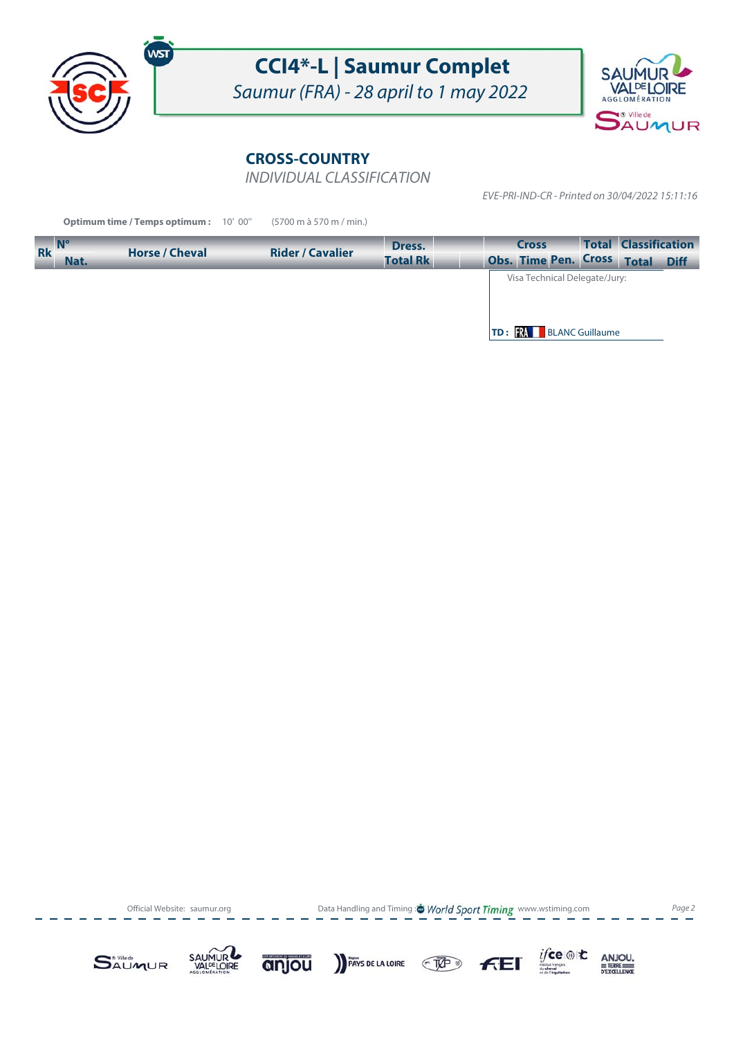# CCI4*-L | Saumur Complet

*Saumur (FRA) - 28 april to 1 may 2022*

## CROSS-COUNTRY

*INDIVIDUAL CLASSIFICATION*

*EVE-PRI-IND-CR - Printed on 30/04/2022 15:11:16*

**Optimum time / Temps optimum :** 10' 00" (5700 m à 570 m / min.)

| Rk | N° Nat. | Horse / Cheval | Rider / Cavalier | Dress. Total Rk | | Cross Obs. | Cross Time | Cross Pen. | Total Cross | Classification Total | Classification Diff |
|---|---|---|---|---|---|---|---|---|---|---|---|

Visa Technical Delegate/Jury:

**TD :** FRA BLANC Guillaume

Official Website: saumur.org

Data Handling and Timing : World Sport Timing www.wstiming.com